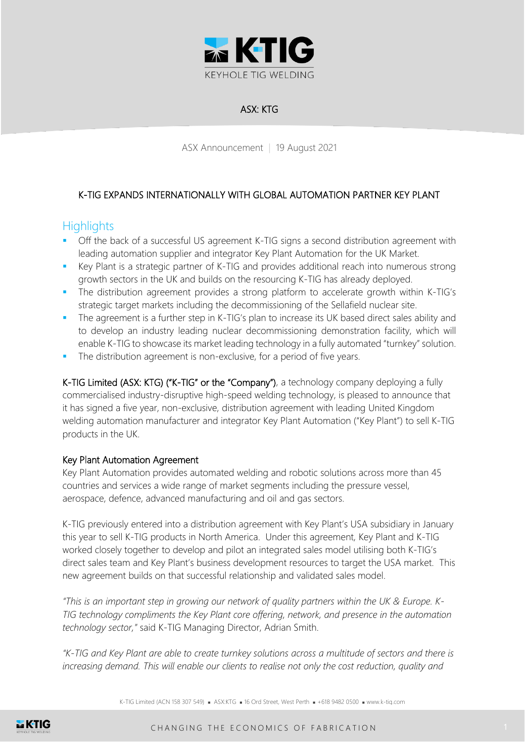ASX: KTG

ASX Announcement | 19 August 2021

## K-TIG EXPANDS INTERNATIONALLY WITH GLOBAL AUTOMATION PARTNER KEY PLANT

## Highlights

- Off the back of a successful US agreement K-TIG signs a second distribution agreement with leading automation supplier and integrator Key Plant Automation for the UK Market.
- Key Plant is a strategic partner of K-TIG and provides additional reach into numerous strong growth sectors in the UK and builds on the resourcing K-TIG has already deployed.
- The distribution agreement provides a strong platform to accelerate growth within K-TIG's strategic target markets including the decommissioning of the Sellafield nuclear site.
- The agreement is a further step in K-TIG's plan to increase its UK based direct sales ability and to develop an industry leading nuclear decommissioning demonstration facility, which will enable K-TIG to showcase its market leading technology in a fully automated "turnkey" solution.
- The distribution agreement is non-exclusive, for a period of five years.

**K-TIG Limited (ASX: KTG) ("K-TIG" or the "Company")**, a technology company deploying a fully commercialised industry-disruptive high-speed welding technology, is pleased to announce that it has signed a five year, non-exclusive, distribution agreement with leading United Kingdom welding automation manufacturer and integrator Key Plant Automation ("Key Plant") to sell K-TIG products in the UK.

### Key Plant Automation Agreement

Key Plant Automation provides automated welding and robotic solutions across more than 45 countries and services a wide range of market segments including the pressure vessel, aerospace, defence, advanced manufacturing and oil and gas sectors.

K-TIG previously entered into a distribution agreement with Key Plant's USA subsidiary in January this year to sell K-TIG products in North America. Under this agreement, Key Plant and K-TIG worked closely together to develop and pilot an integrated sales model utilising both K-TIG's direct sales team and Key Plant's business development resources to target the USA market. This new agreement builds on that successful relationship and validated sales model.

*"This is an important step in growing our network of quality partners within the UK & Europe. K-TIG technology compliments the Key Plant core offering, network, and presence in the automation technology sector,"* said K-TIG Managing Director, Adrian Smith.

*"K-TIG and Key Plant are able to create turnkey solutions across a multitude of sectors and there is increasing demand. This will enable our clients to realise not only the cost reduction, quality and*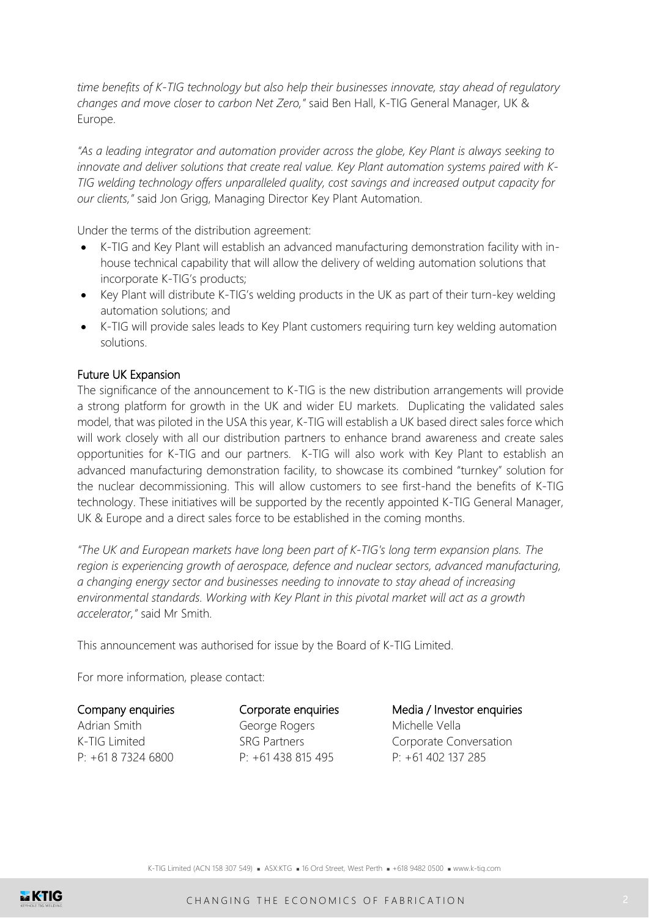*time benefits of K-TIG technology but also help their businesses innovate, stay ahead of regulatory changes and move closer to carbon Net Zero,"* said Ben Hall, K-TIG General Manager, UK & Europe.

*"As a leading integrator and automation provider across the globe, Key Plant is always seeking to innovate and deliver solutions that create real value. Key Plant automation systems paired with K-TIG welding technology offers unparalleled quality, cost savings and increased output capacity for our clients,"* said Jon Grigg, Managing Director Key Plant Automation.

Under the terms of the distribution agreement:

- K-TIG and Key Plant will establish an advanced manufacturing demonstration facility with in-house technical capability that will allow the delivery of welding automation solutions that incorporate K-TIG's products;
- Key Plant will distribute K-TIG's welding products in the UK as part of their turn-key welding automation solutions; and
- K-TIG will provide sales leads to Key Plant customers requiring turn key welding automation solutions.

## Future UK Expansion

The significance of the announcement to K-TIG is the new distribution arrangements will provide a strong platform for growth in the UK and wider EU markets. Duplicating the validated sales model, that was piloted in the USA this year, K-TIG will establish a UK based direct sales force which will work closely with all our distribution partners to enhance brand awareness and create sales opportunities for K-TIG and our partners. K-TIG will also work with Key Plant to establish an advanced manufacturing demonstration facility, to showcase its combined "turnkey" solution for the nuclear decommissioning. This will allow customers to see first-hand the benefits of K-TIG technology. These initiatives will be supported by the recently appointed K-TIG General Manager, UK & Europe and a direct sales force to be established in the coming months.

*"The UK and European markets have long been part of K-TIG's long term expansion plans. The region is experiencing growth of aerospace, defence and nuclear sectors, advanced manufacturing, a changing energy sector and businesses needing to innovate to stay ahead of increasing environmental standards. Working with Key Plant in this pivotal market will act as a growth accelerator,"* said Mr Smith.

This announcement was authorised for issue by the Board of K-TIG Limited.

For more information, please contact:

| Company enquiries | Corporate enquiries | Media / Investor enquiries |
|---|---|---|
| Adrian Smith | George Rogers | Michelle Vella |
| K-TIG Limited | SRG Partners | Corporate Conversation |
| P: +61 8 7324 6800 | P: +61 438 815 495 | P: +61 402 137 285 |

K-TIG Limited (ACN 158 307 549) ▪ ASX:KTG ▪ 16 Ord Street, West Perth ▪ +618 9482 0500 ▪ www.k-tig.com

CHANGING THE ECONOMICS OF FABRICATION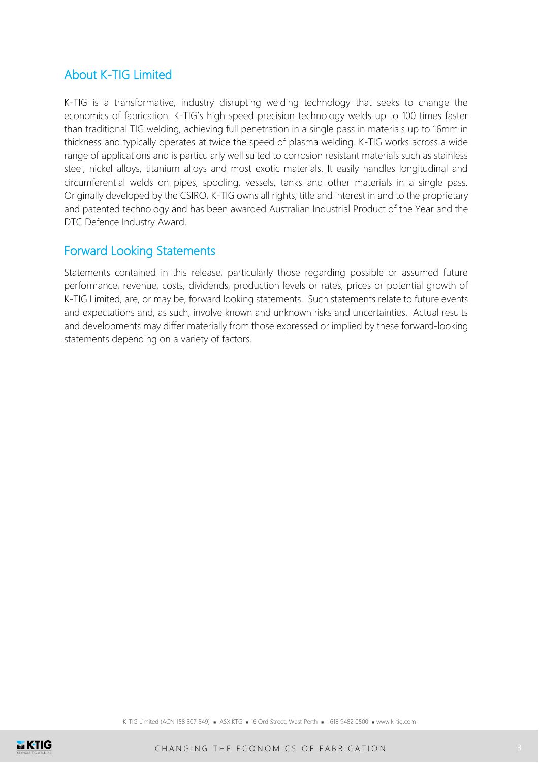## About K-TIG Limited

K-TIG is a transformative, industry disrupting welding technology that seeks to change the economics of fabrication. K-TIG's high speed precision technology welds up to 100 times faster than traditional TIG welding, achieving full penetration in a single pass in materials up to 16mm in thickness and typically operates at twice the speed of plasma welding. K-TIG works across a wide range of applications and is particularly well suited to corrosion resistant materials such as stainless steel, nickel alloys, titanium alloys and most exotic materials. It easily handles longitudinal and circumferential welds on pipes, spooling, vessels, tanks and other materials in a single pass. Originally developed by the CSIRO, K-TIG owns all rights, title and interest in and to the proprietary and patented technology and has been awarded Australian Industrial Product of the Year and the DTC Defence Industry Award.

## Forward Looking Statements

Statements contained in this release, particularly those regarding possible or assumed future performance, revenue, costs, dividends, production levels or rates, prices or potential growth of K-TIG Limited, are, or may be, forward looking statements. Such statements relate to future events and expectations and, as such, involve known and unknown risks and uncertainties. Actual results and developments may differ materially from those expressed or implied by these forward-looking statements depending on a variety of factors.